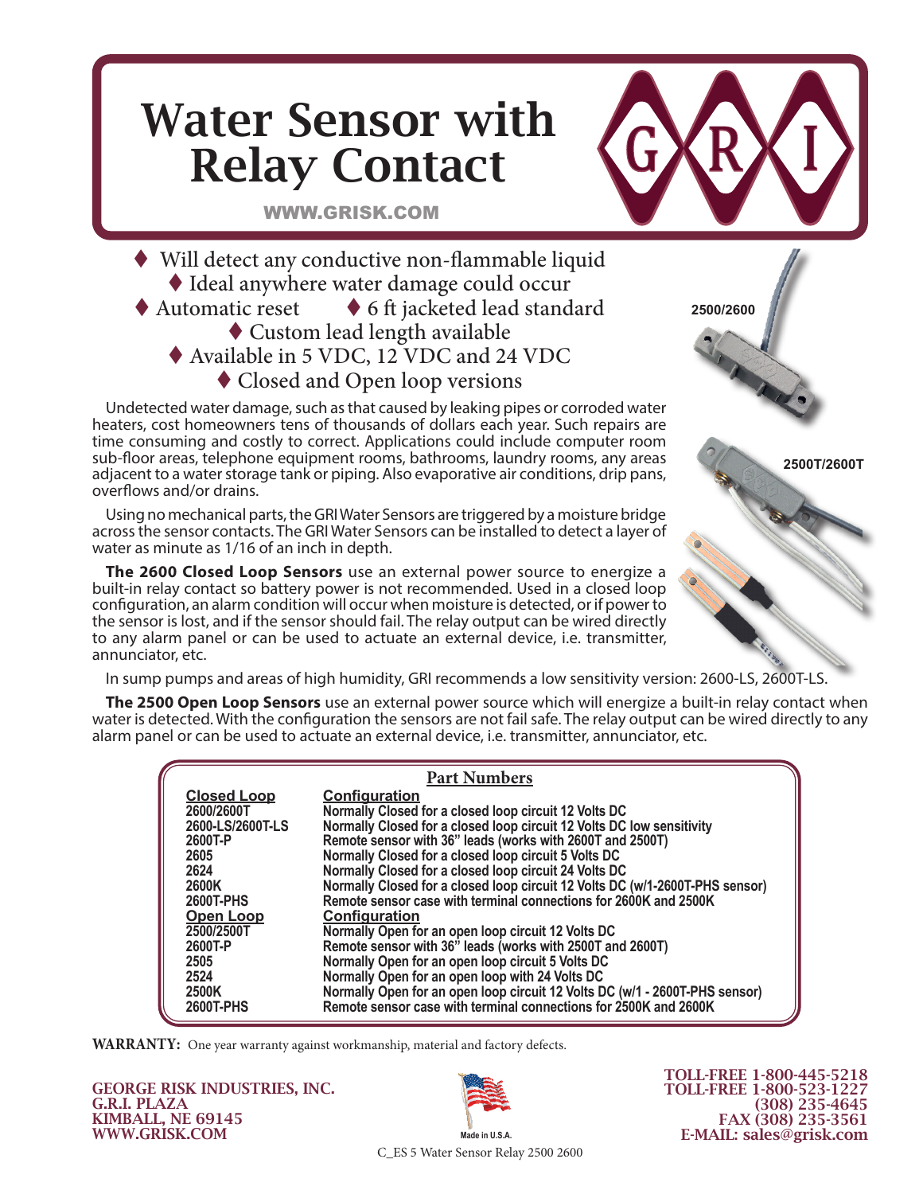# Water Sensor with Relay Contact

WWW.GRISK.COM

- Will detect any conductive non-flammable liquid
- Ideal anywhere water damage could occur
- Automatic reset
- 6 ft jacketed lead standard
- Custom lead length available
- Available in 5 VDC, 12 VDC and 24 VDC
- Closed and Open loop versions

2500/2600

2500T/2600T

Undetected water damage, such as that caused by leaking pipes or corroded water heaters, cost homeowners tens of thousands of dollars each year. Such repairs are time consuming and costly to correct. Applications could include computer room sub-floor areas, telephone equipment rooms, bathrooms, laundry rooms, any areas adjacent to a water storage tank or piping. Also evaporative air conditions, drip pans, overflows and/or drains.

Using no mechanical parts, the GRI Water Sensors are triggered by a moisture bridge across the sensor contacts. The GRI Water Sensors can be installed to detect a layer of water as minute as 1/16 of an inch in depth.

**The 2600 Closed Loop Sensors** use an external power source to energize a built-in relay contact so battery power is not recommended. Used in a closed loop configuration, an alarm condition will occur when moisture is detected, or if power to the sensor is lost, and if the sensor should fail. The relay output can be wired directly to any alarm panel or can be used to actuate an external device, i.e. transmitter, annunciator, etc.

In sump pumps and areas of high humidity, GRI recommends a low sensitivity version: 2600-LS, 2600T-LS.

**The 2500 Open Loop Sensors** use an external power source which will energize a built-in relay contact when water is detected. With the configuration the sensors are not fail safe. The relay output can be wired directly to any alarm panel or can be used to actuate an external device, i.e. transmitter, annunciator, etc.

## Part Numbers

| **Closed Loop** | **Configuration** |
|---|---|
| 2600/2600T | Normally Closed for a closed loop circuit 12 Volts DC |
| 2600-LS/2600T-LS | Normally Closed for a closed loop circuit 12 Volts DC low sensitivity |
| 2600T-P | Remote sensor with 36" leads (works with 2600T and 2500T) |
| 2605 | Normally Closed for a closed loop circuit 5 Volts DC |
| 2624 | Normally Closed for a closed loop circuit 24 Volts DC |
| 2600K | Normally Closed for a closed loop circuit 12 Volts DC (w/1-2600T-PHS sensor) |
| 2600T-PHS | Remote sensor case with terminal connections for 2600K and 2500K |
| **Open Loop** | **Configuration** |
| 2500/2500T | Normally Open for an open loop circuit 12 Volts DC |
| 2600T-P | Remote sensor with 36" leads (works with 2500T and 2600T) |
| 2505 | Normally Open for an open loop circuit 5 Volts DC |
| 2524 | Normally Open for an open loop with 24 Volts DC |
| 2500K | Normally Open for an open loop circuit 12 Volts DC (w/1 - 2600T-PHS sensor) |
| 2600T-PHS | Remote sensor case with terminal connections for 2500K and 2600K |

**WARRANTY:** One year warranty against workmanship, material and factory defects.

**GEORGE RISK INDUSTRIES, INC.**
**G.R.I. PLAZA**
**KIMBALL, NE 69145**
**WWW.GRISK.COM**

Made in U.S.A.

**TOLL-FREE 1-800-445-5218**
**TOLL-FREE 1-800-523-1227**
**(308) 235-4645**
**FAX (308) 235-3561**
**E-MAIL: sales@grisk.com**

C_ES 5 Water Sensor Relay 2500 2600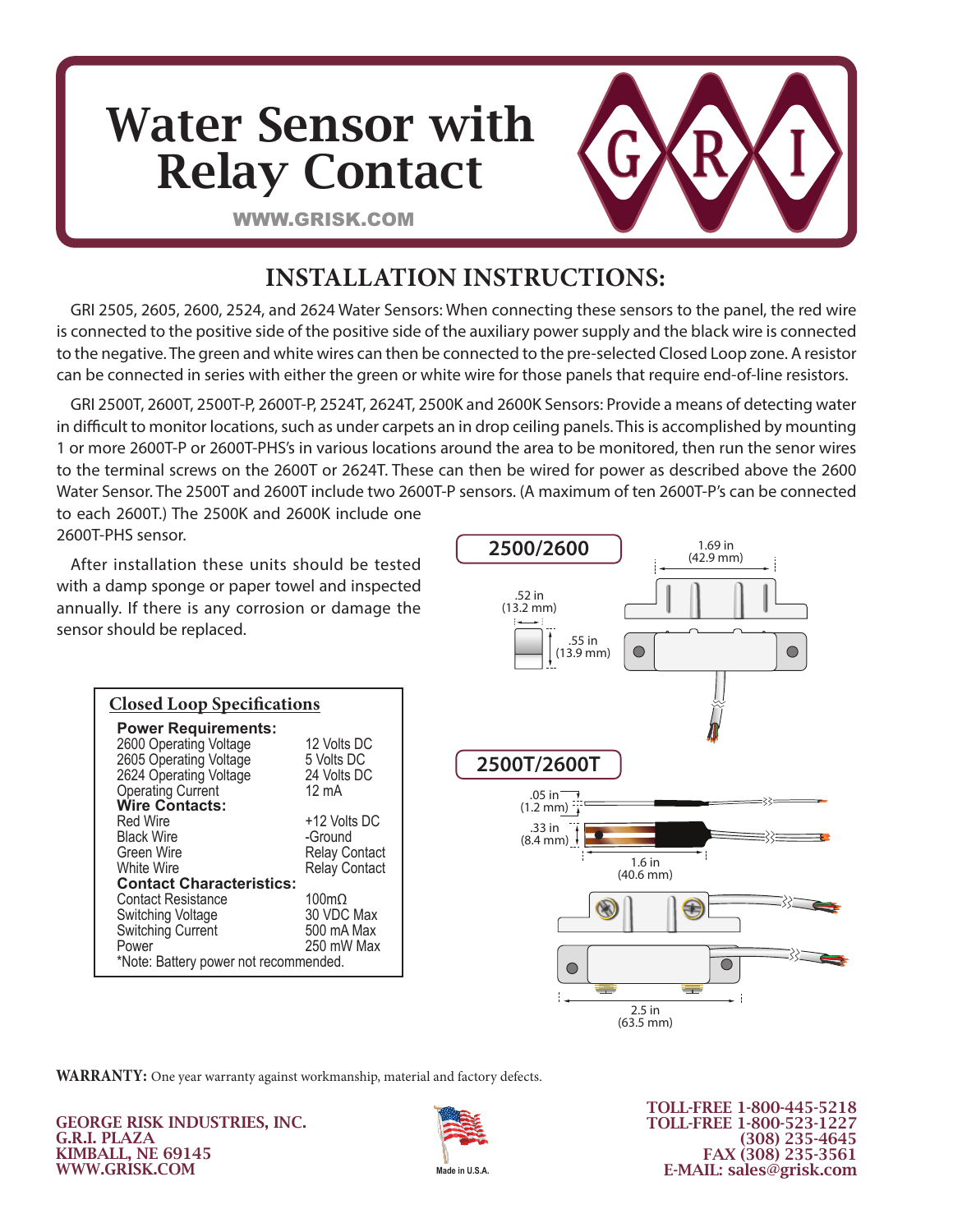# Water Sensor with Relay Contact

WWW.GRISK.COM

## INSTALLATION INSTRUCTIONS:

GRI 2505, 2605, 2600, 2524, and 2624 Water Sensors: When connecting these sensors to the panel, the red wire is connected to the positive side of the positive side of the auxiliary power supply and the black wire is connected to the negative. The green and white wires can then be connected to the pre-selected Closed Loop zone. A resistor can be connected in series with either the green or white wire for those panels that require end-of-line resistors.

GRI 2500T, 2600T, 2500T-P, 2600T-P, 2524T, 2624T, 2500K and 2600K Sensors: Provide a means of detecting water in difficult to monitor locations, such as under carpets an in drop ceiling panels. This is accomplished by mounting 1 or more 2600T-P or 2600T-PHS's in various locations around the area to be monitored, then run the senor wires to the terminal screws on the 2600T or 2624T. These can then be wired for power as described above the 2600 Water Sensor. The 2500T and 2600T include two 2600T-P sensors. (A maximum of ten 2600T-P's can be connected to each 2600T.) The 2500K and 2600K include one 2600T-PHS sensor.

After installation these units should be tested with a damp sponge or paper towel and inspected annually. If there is any corrosion or damage the sensor should be replaced.

### Closed Loop Specifications

| | |
|---|---|
| **Power Requirements:** | |
| 2600 Operating Voltage | 12 Volts DC |
| 2605 Operating Voltage | 5 Volts DC |
| 2624 Operating Voltage | 24 Volts DC |
| Operating Current | 12 mA |
| **Wire Contacts:** | |
| Red Wire | +12 Volts DC |
| Black Wire | -Ground |
| Green Wire | Relay Contact |
| White Wire | Relay Contact |
| **Contact Characteristics:** | |
| Contact Resistance | 100mΩ |
| Switching Voltage | 30 VDC Max |
| Switching Current | 500 mA Max |
| Power | 250 mW Max |

*Note: Battery power not recommended.

**2500/2600**

1.69 in (42.9 mm)

.52 in (13.2 mm)

.55 in (13.9 mm)

**2500T/2600T**

.05 in (1.2 mm)

.33 in (8.4 mm)

1.6 in (40.6 mm)

2.5 in (63.5 mm)

**WARRANTY:** One year warranty against workmanship, material and factory defects.

**GEORGE RISK INDUSTRIES, INC.**
**G.R.I. PLAZA**
**KIMBALL, NE 69145**
**WWW.GRISK.COM**

Made in U.S.A.

**TOLL-FREE 1-800-445-5218**
**TOLL-FREE 1-800-523-1227**
**(308) 235-4645**
**FAX (308) 235-3561**
**E-MAIL: sales@grisk.com**